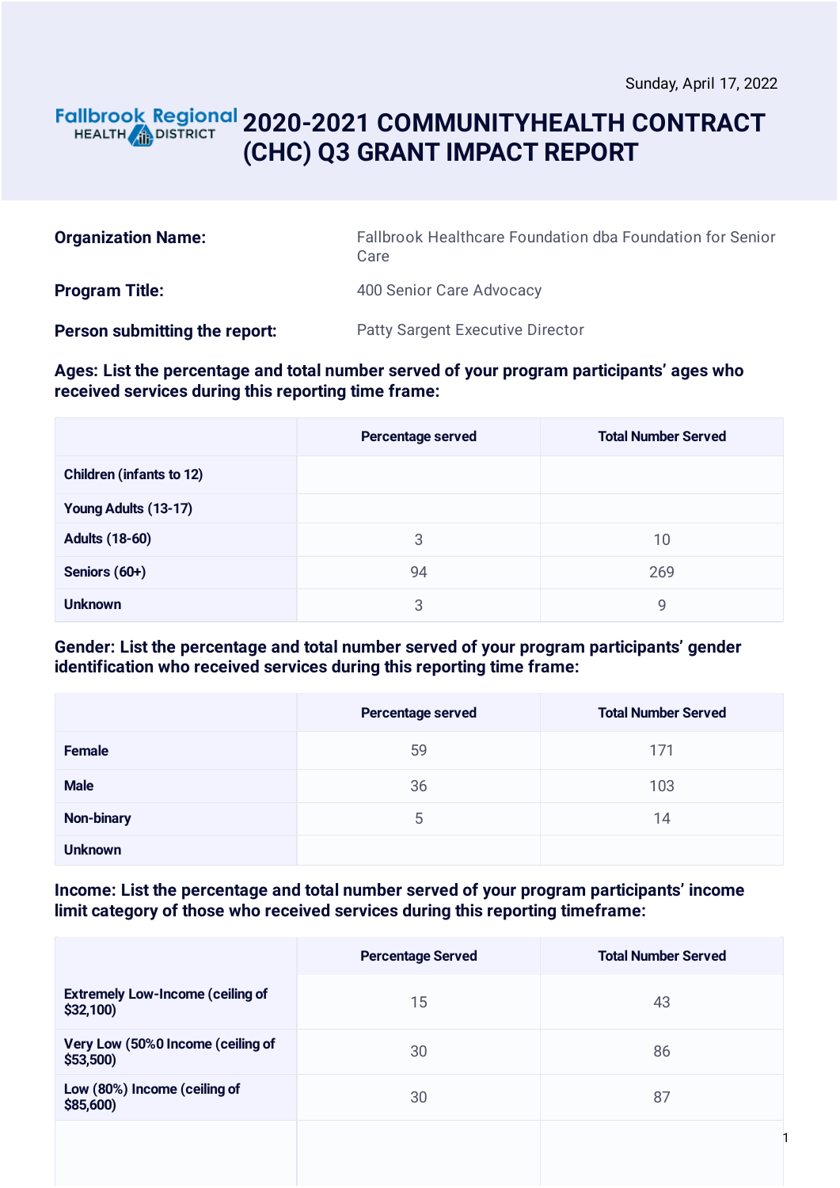Sunday, April 17, 2022

# 2020-2021 COMMUNITYHEALTH CONTRACT (CHC) Q3 GRANT IMPACT REPORT

| | |
|---|---|
| **Organization Name:** | Fallbrook Healthcare Foundation dba Foundation for Senior Care |
| **Program Title:** | 400 Senior Care Advocacy |
| **Person submitting the report:** | Patty Sargent Executive Director |

**Ages: List the percentage and total number served of your program participants' ages who received services during this reporting time frame:**

| | Percentage served | Total Number Served |
|---|---|---|
| Children (infants to 12) | | |
| Young Adults (13-17) | | |
| Adults (18-60) | 3 | 10 |
| Seniors (60+) | 94 | 269 |
| Unknown | 3 | 9 |

**Gender: List the percentage and total number served of your program participants' gender identification who received services during this reporting time frame:**

| | Percentage served | Total Number Served |
|---|---|---|
| Female | 59 | 171 |
| Male | 36 | 103 |
| Non-binary | 5 | 14 |
| Unknown | | |

**Income: List the percentage and total number served of your program participants' income limit category of those who received services during this reporting timeframe:**

| | Percentage Served | Total Number Served |
|---|---|---|
| Extremely Low-Income (ceiling of $32,100) | 15 | 43 |
| Very Low (50%0 Income (ceiling of $53,500) | 30 | 86 |
| Low (80%) Income (ceiling of $85,600) | 30 | 87 |
| | | |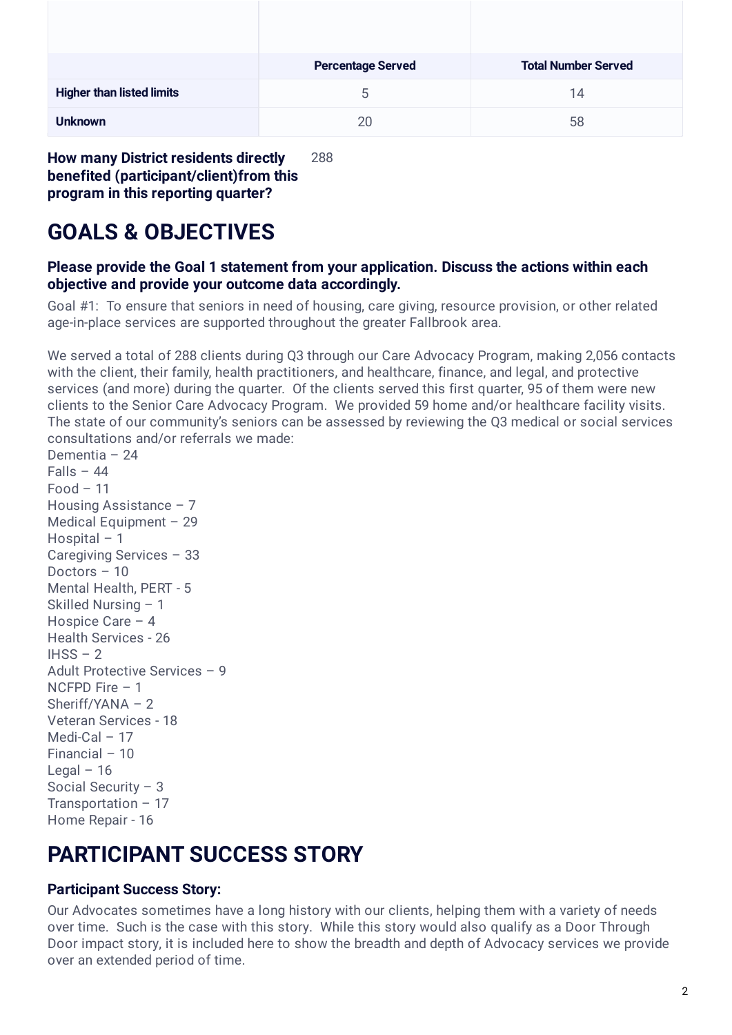| | Percentage Served | Total Number Served |
|---|---|---|
| **Higher than listed limits** | 5 | 14 |
| **Unknown** | 20 | 58 |

**How many District residents directly benefited (participant/client)from this program in this reporting quarter?** 288

# GOALS & OBJECTIVES

### Please provide the Goal 1 statement from your application. Discuss the actions within each objective and provide your outcome data accordingly.

Goal #1: To ensure that seniors in need of housing, care giving, resource provision, or other related age-in-place services are supported throughout the greater Fallbrook area.

We served a total of 288 clients during Q3 through our Care Advocacy Program, making 2,056 contacts with the client, their family, health practitioners, and healthcare, finance, and legal, and protective services (and more) during the quarter. Of the clients served this first quarter, 95 of them were new clients to the Senior Care Advocacy Program. We provided 59 home and/or healthcare facility visits. The state of our community's seniors can be assessed by reviewing the Q3 medical or social services consultations and/or referrals we made:

Dementia – 24
Falls – 44
Food – 11
Housing Assistance – 7
Medical Equipment – 29
Hospital – 1
Caregiving Services – 33
Doctors – 10
Mental Health, PERT - 5
Skilled Nursing – 1
Hospice Care – 4
Health Services - 26
IHSS – 2
Adult Protective Services – 9
NCFPD Fire – 1
Sheriff/YANA – 2
Veteran Services - 18
Medi-Cal – 17
Financial – 10
Legal – 16
Social Security – 3
Transportation – 17
Home Repair - 16

# PARTICIPANT SUCCESS STORY

### Participant Success Story:

Our Advocates sometimes have a long history with our clients, helping them with a variety of needs over time. Such is the case with this story. While this story would also qualify as a Door Through Door impact story, it is included here to show the breadth and depth of Advocacy services we provide over an extended period of time.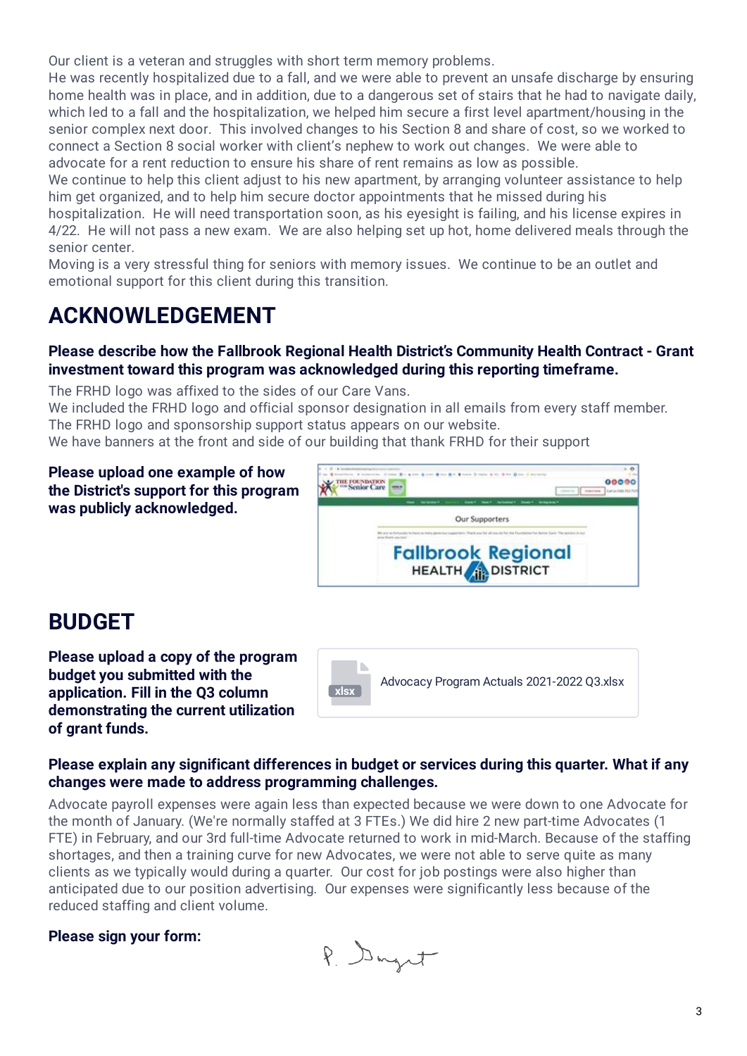Our client is a veteran and struggles with short term memory problems.
He was recently hospitalized due to a fall, and we were able to prevent an unsafe discharge by ensuring home health was in place, and in addition, due to a dangerous set of stairs that he had to navigate daily, which led to a fall and the hospitalization, we helped him secure a first level apartment/housing in the senior complex next door. This involved changes to his Section 8 and share of cost, so we worked to connect a Section 8 social worker with client's nephew to work out changes. We were able to advocate for a rent reduction to ensure his share of rent remains as low as possible.
We continue to help this client adjust to his new apartment, by arranging volunteer assistance to help him get organized, and to help him secure doctor appointments that he missed during his hospitalization. He will need transportation soon, as his eyesight is failing, and his license expires in 4/22. He will not pass a new exam. We are also helping set up hot, home delivered meals through the senior center.
Moving is a very stressful thing for seniors with memory issues. We continue to be an outlet and emotional support for this client during this transition.

## ACKNOWLEDGEMENT

**Please describe how the Fallbrook Regional Health District's Community Health Contract - Grant investment toward this program was acknowledged during this reporting timeframe.**

The FRHD logo was affixed to the sides of our Care Vans.
We included the FRHD logo and official sponsor designation in all emails from every staff member.
The FRHD logo and sponsorship support status appears on our website.
We have banners at the front and side of our building that thank FRHD for their support

**Please upload one example of how the District's support for this program was publicly acknowledged.**

## BUDGET

**Please upload a copy of the program budget you submitted with the application. Fill in the Q3 column demonstrating the current utilization of grant funds.**

Advocacy Program Actuals 2021-2022 Q3.xlsx

**Please explain any significant differences in budget or services during this quarter. What if any changes were made to address programming challenges.**

Advocate payroll expenses were again less than expected because we were down to one Advocate for the month of January. (We're normally staffed at 3 FTEs.) We did hire 2 new part-time Advocates (1 FTE) in February, and our 3rd full-time Advocate returned to work in mid-March. Because of the staffing shortages, and then a training curve for new Advocates, we were not able to serve quite as many clients as we typically would during a quarter. Our cost for job postings were also higher than anticipated due to our position advertising. Our expenses were significantly less because of the reduced staffing and client volume.

**Please sign your form:**